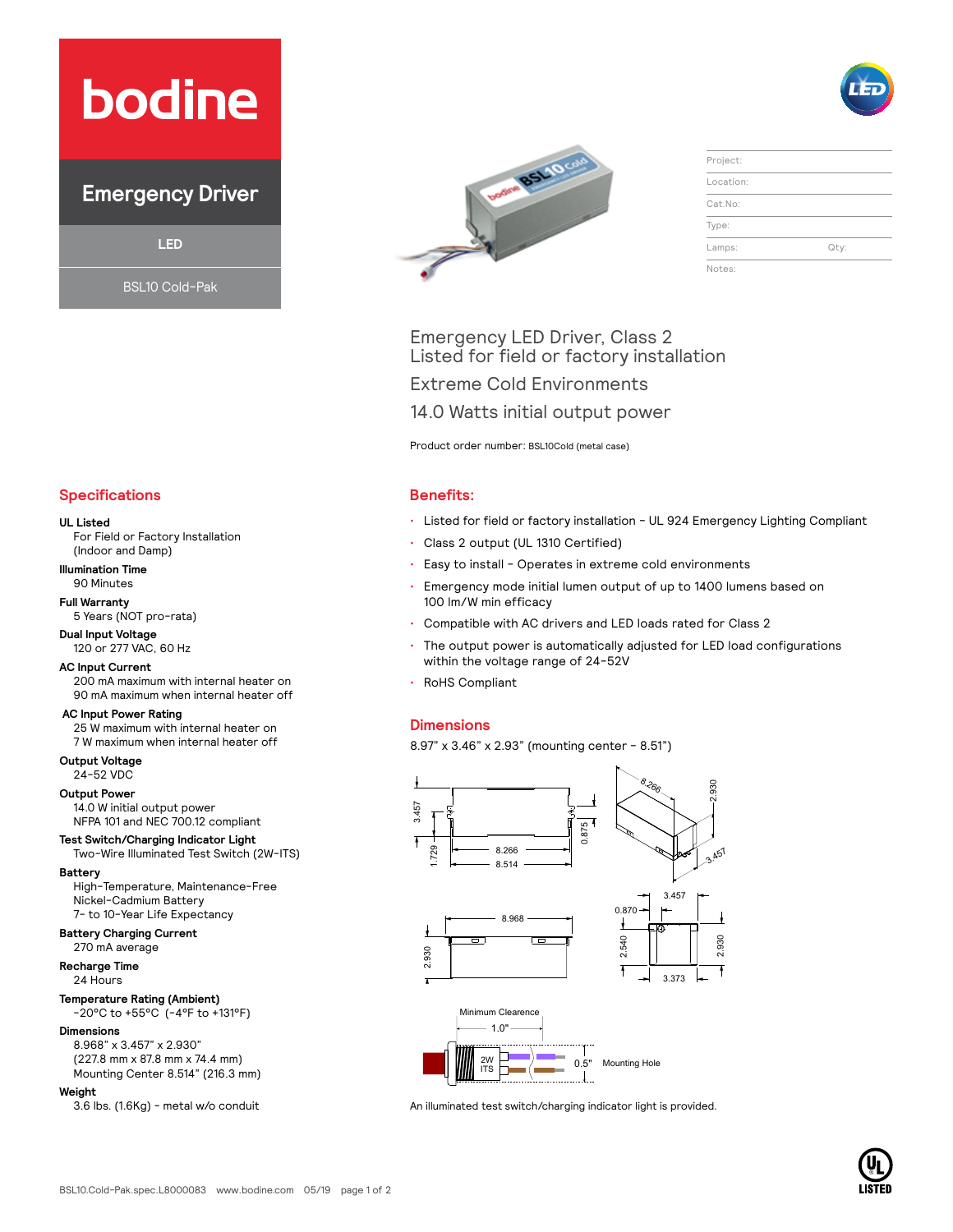# bodine

## Emergency Driver

LED

BSL10 Cold-Pak

| Project: | |
|---|---|
| Location: | |
| Cat.No: | |
| Type: | |
| Lamps: | Qty: |
| Notes: | |

Emergency LED Driver, Class 2
Listed for field or factory installation

Extreme Cold Environments

14.0 Watts initial output power

Product order number: BSL10Cold (metal case)

## Specifications

**UL Listed**
For Field or Factory Installation (Indoor and Damp)

**Illumination Time**
90 Minutes

**Full Warranty**
5 Years (NOT pro-rata)

**Dual Input Voltage**
120 or 277 VAC, 60 Hz

**AC Input Current**
200 mA maximum with internal heater on
90 mA maximum when internal heater off

**AC Input Power Rating**
25 W maximum with internal heater on
7 W maximum when internal heater off

**Output Voltage**
24-52 VDC

**Output Power**
14.0 W initial output power
NFPA 101 and NEC 700.12 compliant

**Test Switch/Charging Indicator Light**
Two-Wire Illuminated Test Switch (2W-ITS)

**Battery**
High-Temperature, Maintenance-Free Nickel-Cadmium Battery
7- to 10-Year Life Expectancy

**Battery Charging Current**
270 mA average

**Recharge Time**
24 Hours

**Temperature Rating (Ambient)**
-20°C to +55°C (-4°F to +131°F)

**Dimensions**
8.968" x 3.457" x 2.930"
(227.8 mm x 87.8 mm x 74.4 mm)
Mounting Center 8.514" (216.3 mm)

**Weight**
3.6 lbs. (1.6Kg) - metal w/o conduit

## Benefits:

- Listed for field or factory installation - UL 924 Emergency Lighting Compliant
- Class 2 output (UL 1310 Certified)
- Easy to install - Operates in extreme cold environments
- Emergency mode initial lumen output of up to 1400 lumens based on 100 lm/W min efficacy
- Compatible with AC drivers and LED loads rated for Class 2
- The output power is automatically adjusted for LED load configurations within the voltage range of 24-52V
- RoHS Compliant

## Dimensions

8.97" x 3.46" x 2.93" (mounting center - 8.51")

Minimum Clearence 1.0" — 2W ITS — 0.5" Mounting Hole

An illuminated test switch/charging indicator light is provided.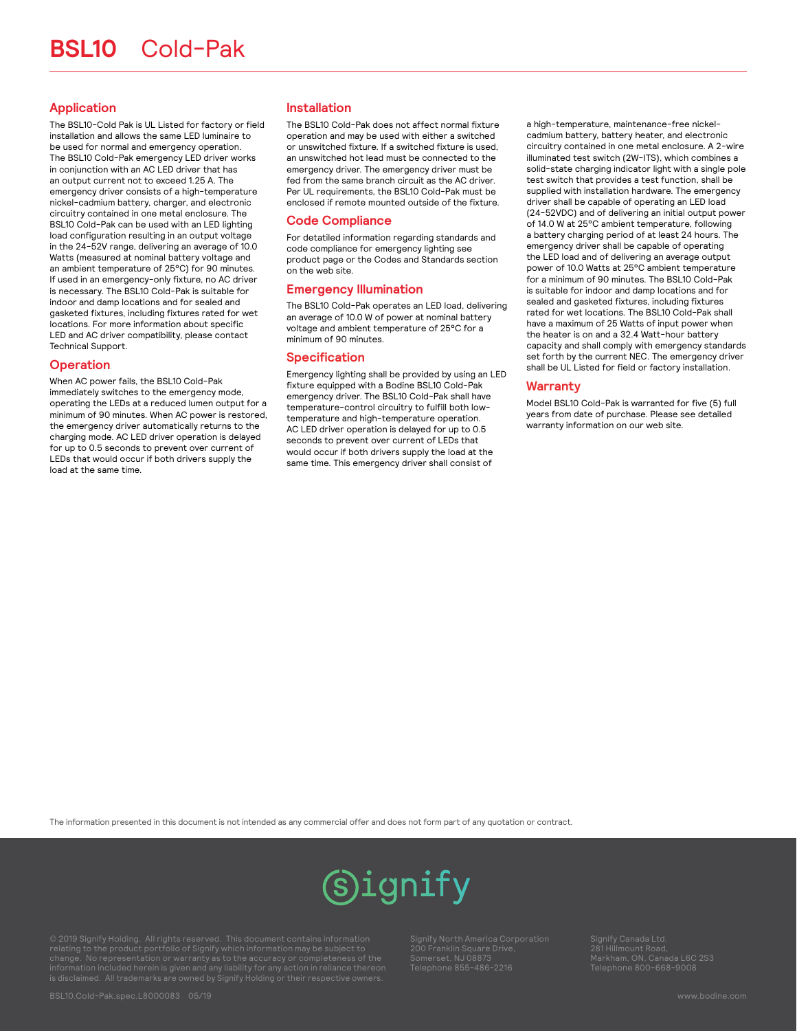# BSL10 Cold-Pak

## Application

The BSL10-Cold Pak is UL Listed for factory or field installation and allows the same LED luminaire to be used for normal and emergency operation. The BSL10 Cold-Pak emergency LED driver works in conjunction with an AC LED driver that has an output current not to exceed 1.25 A. The emergency driver consists of a high-temperature nickel-cadmium battery, charger, and electronic circuitry contained in one metal enclosure. The BSL10 Cold-Pak can be used with an LED lighting load configuration resulting in an output voltage in the 24-52V range, delivering an average of 10.0 Watts (measured at nominal battery voltage and an ambient temperature of 25°C) for 90 minutes. If used in an emergency-only fixture, no AC driver is necessary. The BSL10 Cold-Pak is suitable for indoor and damp locations and for sealed and gasketed fixtures, including fixtures rated for wet locations. For more information about specific LED and AC driver compatibility, please contact Technical Support.

## Operation

When AC power fails, the BSL10 Cold-Pak immediately switches to the emergency mode, operating the LEDs at a reduced lumen output for a minimum of 90 minutes. When AC power is restored, the emergency driver automatically returns to the charging mode. AC LED driver operation is delayed for up to 0.5 seconds to prevent over current of LEDs that would occur if both drivers supply the load at the same time.

## Installation

The BSL10 Cold-Pak does not affect normal fixture operation and may be used with either a switched or unswitched fixture. If a switched fixture is used, an unswitched hot lead must be connected to the emergency driver. The emergency driver must be fed from the same branch circuit as the AC driver. Per UL requirements, the BSL10 Cold-Pak must be enclosed if remote mounted outside of the fixture.

## Code Compliance

For detatiled information regarding standards and code compliance for emergency lighting see product page or the Codes and Standards section on the web site.

## Emergency Illumination

The BSL10 Cold-Pak operates an LED load, delivering an average of 10.0 W of power at nominal battery voltage and ambient temperature of 25°C for a minimum of 90 minutes.

## Specification

Emergency lighting shall be provided by using an LED fixture equipped with a Bodine BSL10 Cold-Pak emergency driver. The BSL10 Cold-Pak shall have temperature-control circuitry to fulfill both low-temperature and high-temperature operation. AC LED driver operation is delayed for up to 0.5 seconds to prevent over current of LEDs that would occur if both drivers supply the load at the same time. This emergency driver shall consist of a high-temperature, maintenance-free nickel-cadmium battery, battery heater, and electronic circuitry contained in one metal enclosure. A 2-wire illuminated test switch (2W-ITS), which combines a solid-state charging indicator light with a single pole test switch that provides a test function, shall be supplied with installation hardware. The emergency driver shall be capable of operating an LED load (24-52VDC) and of delivering an initial output power of 14.0 W at 25°C ambient temperature, following a battery charging period of at least 24 hours. The emergency driver shall be capable of operating the LED load and of delivering an average output power of 10.0 Watts at 25°C ambient temperature for a minimum of 90 minutes. The BSL10 Cold-Pak is suitable for indoor and damp locations and for sealed and gasketed fixtures, including fixtures rated for wet locations. The BSL10 Cold-Pak shall have a maximum of 25 Watts of input power when the heater is on and a 32.4 Watt-hour battery capacity and shall comply with emergency standards set forth by the current NEC. The emergency driver shall be UL Listed for field or factory installation.

## Warranty

Model BSL10 Cold-Pak is warranted for five (5) full years from date of purchase. Please see detailed warranty information on our web site.

The information presented in this document is not intended as any commercial offer and does not form part of any quotation or contract.

signify

© 2019 Signify Holding. All rights reserved. This document contains information relating to the product portfolio of Signify which information may be subject to change. No representation or warranty as to the accuracy or completeness of the information included herein is given and any liability for any action in reliance thereon is disclaimed. All trademarks are owned by Signify Holding or their respective owners.

Signify North America Corporation
200 Franklin Square Drive,
Somerset, NJ 08873
Telephone 855-486-2216

Signify Canada Ltd.
281 Hillmount Road,
Markham, ON, Canada L6C 2S3
Telephone 800-668-9008

BSL10.Cold-Pak.spec.L8000083 05/19

www.bodine.com